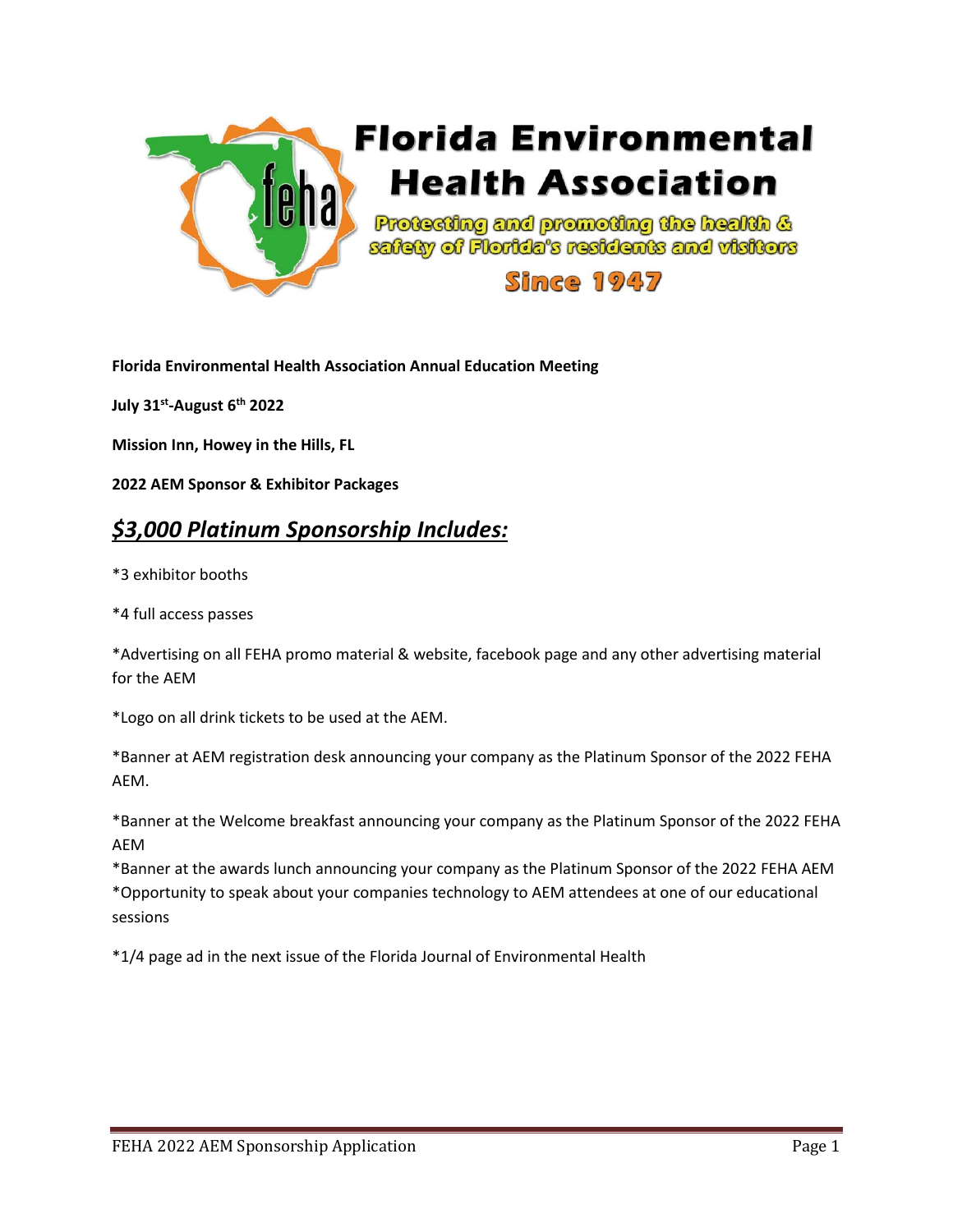# Florida Environmental Health Association

Protecting and promoting the health & safety of Florida's residents and visitors

Since 1947

**Florida Environmental Health Association Annual Education Meeting**

**July 31st-August 6th 2022**

**Mission Inn, Howey in the Hills, FL**

**2022 AEM Sponsor & Exhibitor Packages**

## ***$3,000 Platinum Sponsorship Includes:***

*3 exhibitor booths

*4 full access passes

*Advertising on all FEHA promo material & website, facebook page and any other advertising material for the AEM

*Logo on all drink tickets to be used at the AEM.

*Banner at AEM registration desk announcing your company as the Platinum Sponsor of the 2022 FEHA AEM.

*Banner at the Welcome breakfast announcing your company as the Platinum Sponsor of the 2022 FEHA AEM

*Banner at the awards lunch announcing your company as the Platinum Sponsor of the 2022 FEHA AEM

*Opportunity to speak about your companies technology to AEM attendees at one of our educational sessions

*1/4 page ad in the next issue of the Florida Journal of Environmental Health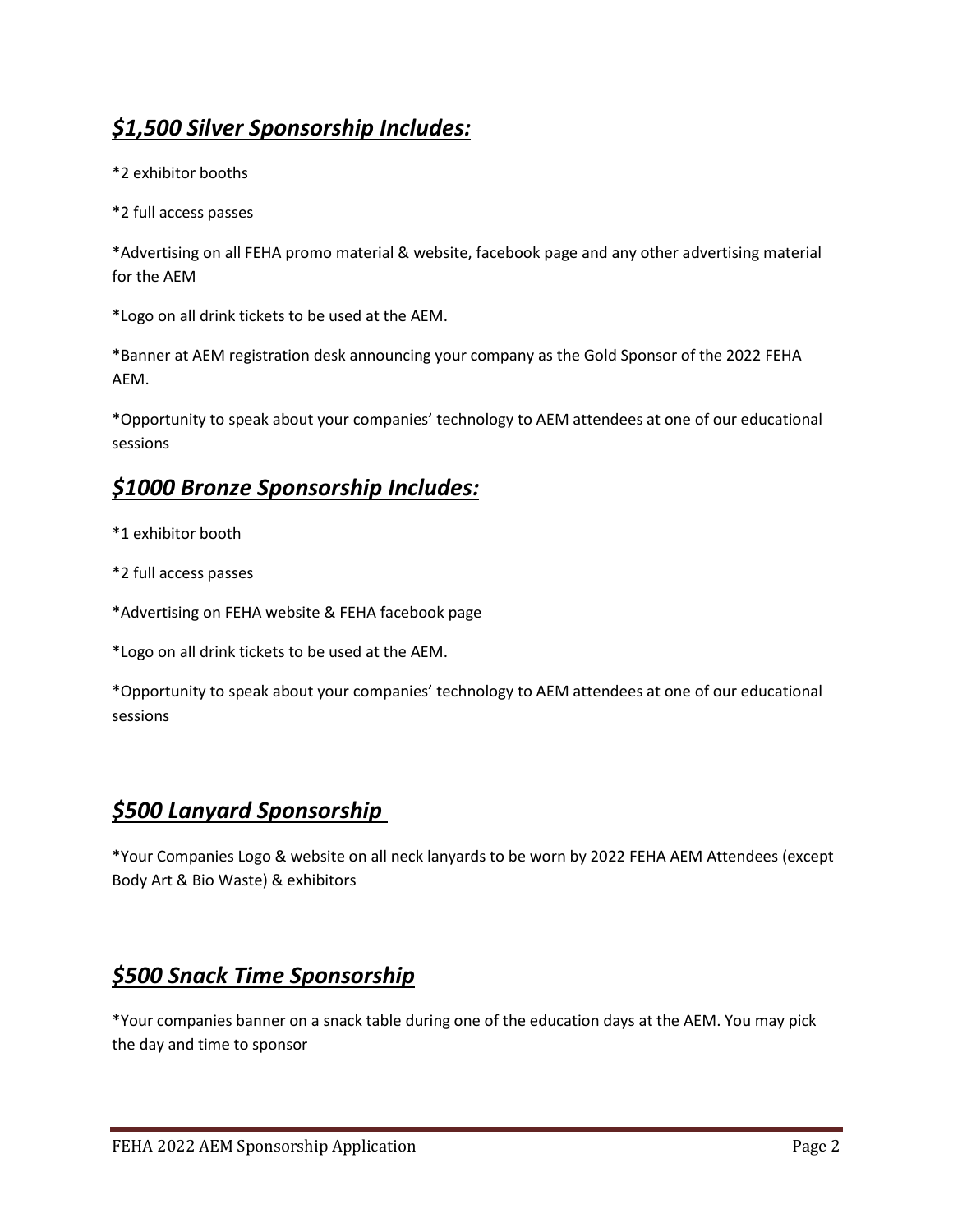## ***$1,500 Silver Sponsorship Includes:***

*2 exhibitor booths

*2 full access passes

*Advertising on all FEHA promo material & website, facebook page and any other advertising material for the AEM

*Logo on all drink tickets to be used at the AEM.

*Banner at AEM registration desk announcing your company as the Gold Sponsor of the 2022 FEHA AEM.

*Opportunity to speak about your companies' technology to AEM attendees at one of our educational sessions

## ***$1000 Bronze Sponsorship Includes:***

*1 exhibitor booth

*2 full access passes

*Advertising on FEHA website & FEHA facebook page

*Logo on all drink tickets to be used at the AEM.

*Opportunity to speak about your companies' technology to AEM attendees at one of our educational sessions

## ***$500 Lanyard Sponsorship***

*Your Companies Logo & website on all neck lanyards to be worn by 2022 FEHA AEM Attendees (except Body Art & Bio Waste) & exhibitors

## ***$500 Snack Time Sponsorship***

*Your companies banner on a snack table during one of the education days at the AEM. You may pick the day and time to sponsor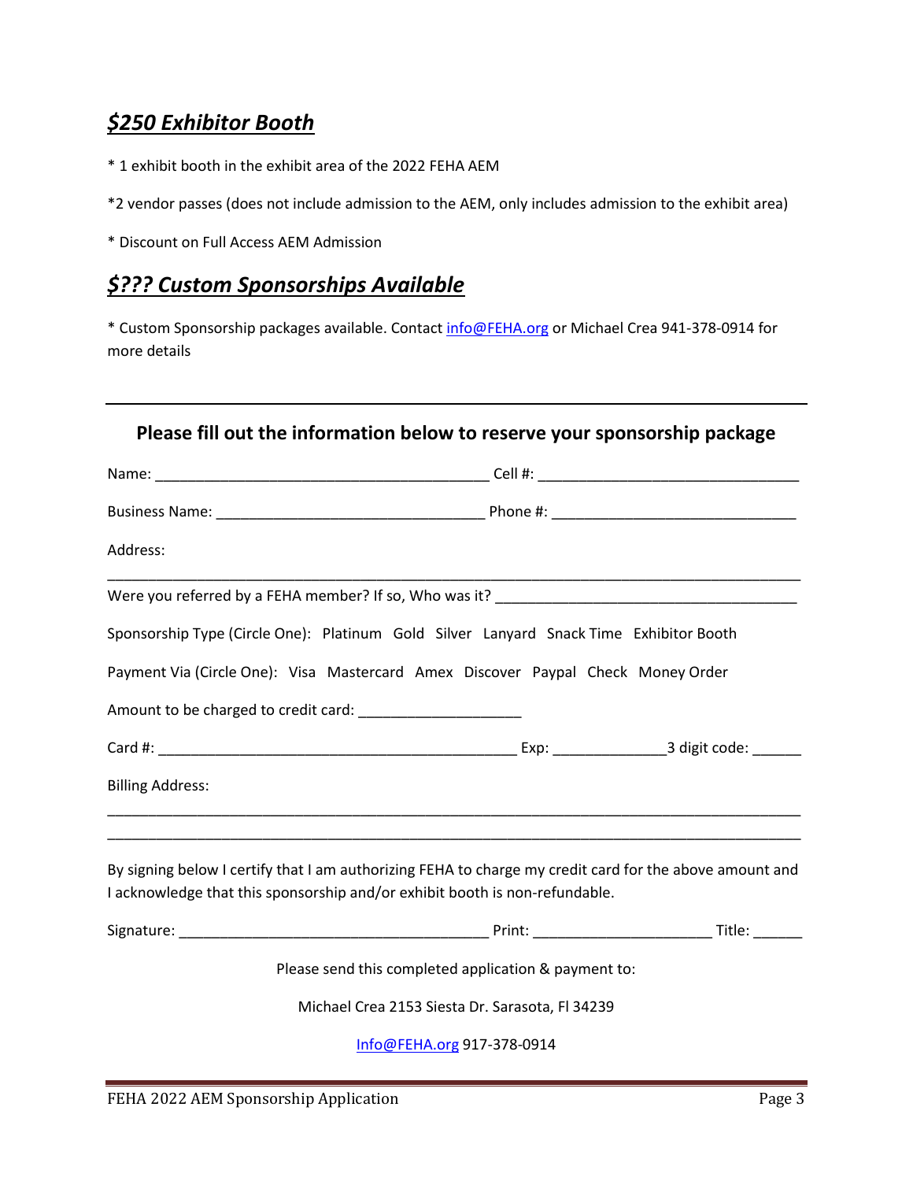## *$250 Exhibitor Booth*

* 1 exhibit booth in the exhibit area of the 2022 FEHA AEM

*2 vendor passes (does not include admission to the AEM, only includes admission to the exhibit area)

* Discount on Full Access AEM Admission

## *$??? Custom Sponsorships Available*

* Custom Sponsorship packages available. Contact info@FEHA.org or Michael Crea 941-378-0914 for more details

---

### Please fill out the information below to reserve your sponsorship package

Name: ________________________________________ Cell #: ______________________________

Business Name: ________________________________ Phone #: _____________________________

Address:

_____________________________________________________________________________________

Were you referred by a FEHA member? If so, Who was it? ___________________________________

Sponsorship Type (Circle One): Platinum Gold Silver Lanyard Snack Time Exhibitor Booth

Payment Via (Circle One): Visa Mastercard Amex Discover Paypal Check Money Order

Amount to be charged to credit card: ___________________

Card #: ___________________________________________ Exp: _____________3 digit code: ______

Billing Address:

_____________________________________________________________________________________

_____________________________________________________________________________________

By signing below I certify that I am authorizing FEHA to charge my credit card for the above amount and I acknowledge that this sponsorship and/or exhibit booth is non-refundable.

Signature: ____________________________________ Print: _____________________ Title: ______

Please send this completed application & payment to:

Michael Crea 2153 Siesta Dr. Sarasota, Fl 34239

Info@FEHA.org 917-378-0914